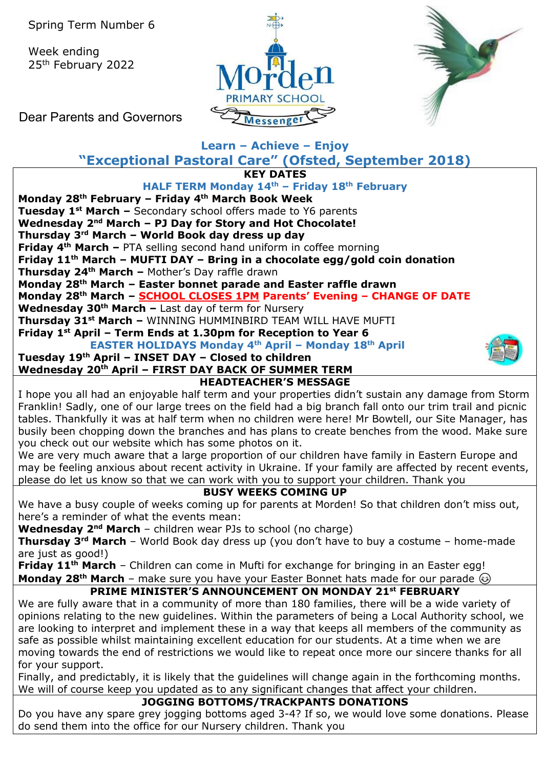Spring Term Number 6

Week ending
25th February 2022

Dear Parents and Governors

Morden Primary School Messenger

**Learn – Achieve – Enjoy**

## "Exceptional Pastoral Care" (Ofsted, September 2018)

### KEY DATES

**HALF TERM Monday 14th – Friday 18th February**

**Monday 28th February – Friday 4th March Book Week**
**Tuesday 1st March –** Secondary school offers made to Y6 parents
**Wednesday 2nd March – PJ Day for Story and Hot Chocolate!**
**Thursday 3rd March – World Book day dress up day**
**Friday 4th March –** PTA selling second hand uniform in coffee morning
**Friday 11th March – MUFTI DAY – Bring in a chocolate egg/gold coin donation**
**Thursday 24th March –** Mother's Day raffle drawn
**Monday 28th March – Easter bonnet parade and Easter raffle drawn**
**Monday 28th March – SCHOOL CLOSES 1PM Parents' Evening – CHANGE OF DATE**
**Wednesday 30th March –** Last day of term for Nursery
**Thursday 31st March –** WINNING HUMMINBIRD TEAM WILL HAVE MUFTI
**Friday 1st April – Term Ends at 1.30pm for Reception to Year 6**

**EASTER HOLIDAYS Monday 4th April – Monday 18th April**

**Tuesday 19th April – INSET DAY – Closed to children**
**Wednesday 20th April – FIRST DAY BACK OF SUMMER TERM**

### HEADTEACHER'S MESSAGE

I hope you all had an enjoyable half term and your properties didn't sustain any damage from Storm Franklin! Sadly, one of our large trees on the field had a big branch fall onto our trim trail and picnic tables. Thankfully it was at half term when no children were here! Mr Bowtell, our Site Manager, has busily been chopping down the branches and has plans to create benches from the wood. Make sure you check out our website which has some photos on it.

We are very much aware that a large proportion of our children have family in Eastern Europe and may be feeling anxious about recent activity in Ukraine. If your family are affected by recent events, please do let us know so that we can work with you to support your children. Thank you

### BUSY WEEKS COMING UP

We have a busy couple of weeks coming up for parents at Morden! So that children don't miss out, here's a reminder of what the events mean:

**Wednesday 2nd March** – children wear PJs to school (no charge)
**Thursday 3rd March** – World Book day dress up (you don't have to buy a costume – home-made are just as good!)
**Friday 11th March** – Children can come in Mufti for exchange for bringing in an Easter egg!
**Monday 28th March** – make sure you have your Easter Bonnet hats made for our parade ☺

### PRIME MINISTER'S ANNOUNCEMENT ON MONDAY 21st FEBRUARY

We are fully aware that in a community of more than 180 families, there will be a wide variety of opinions relating to the new guidelines. Within the parameters of being a Local Authority school, we are looking to interpret and implement these in a way that keeps all members of the community as safe as possible whilst maintaining excellent education for our students. At a time when we are moving towards the end of restrictions we would like to repeat once more our sincere thanks for all for your support.

Finally, and predictably, it is likely that the guidelines will change again in the forthcoming months. We will of course keep you updated as to any significant changes that affect your children.

### JOGGING BOTTOMS/TRACKPANTS DONATIONS

Do you have any spare grey jogging bottoms aged 3-4? If so, we would love some donations. Please do send them into the office for our Nursery children. Thank you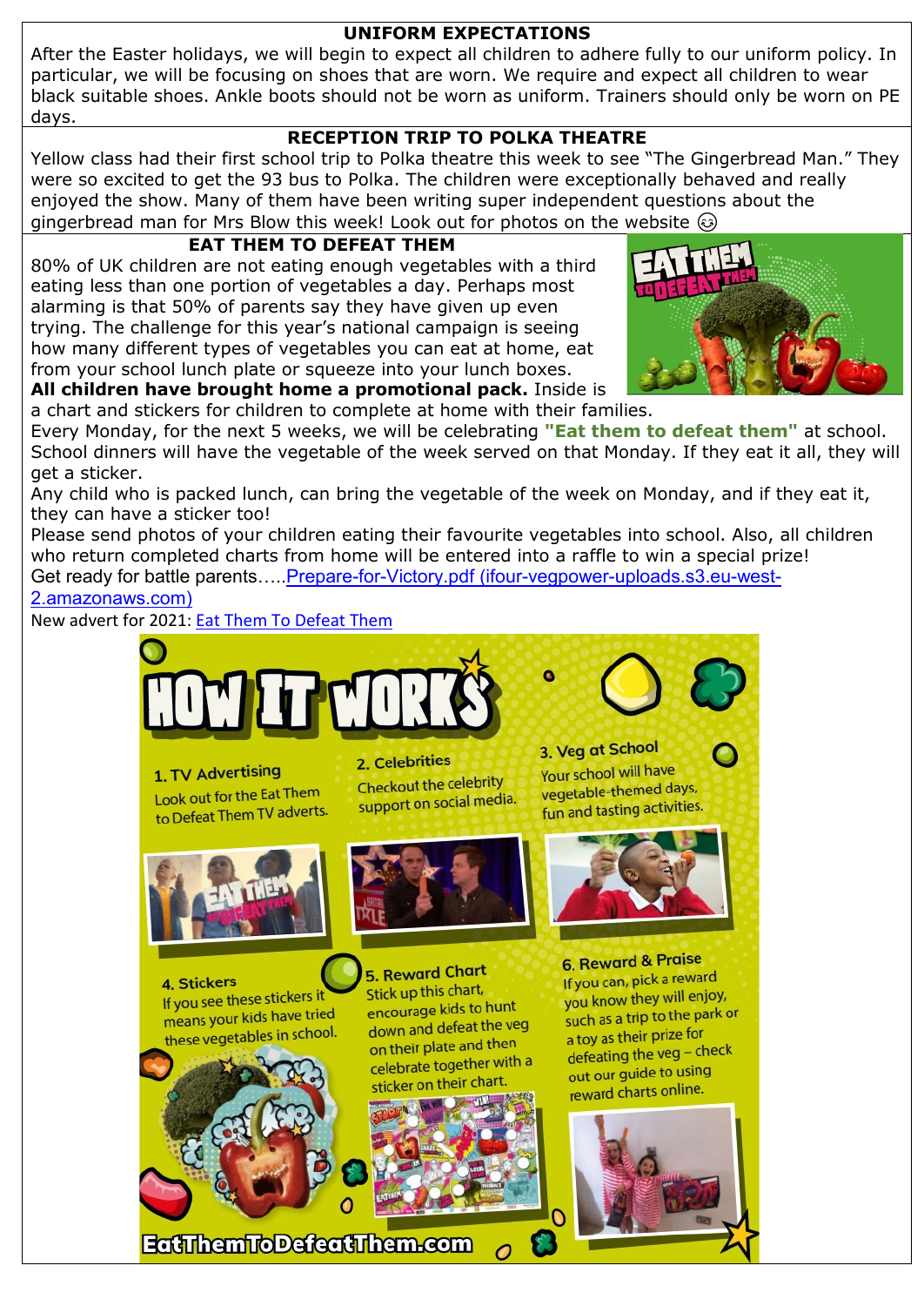## UNIFORM EXPECTATIONS

After the Easter holidays, we will begin to expect all children to adhere fully to our uniform policy. In particular, we will be focusing on shoes that are worn. We require and expect all children to wear black suitable shoes. Ankle boots should not be worn as uniform. Trainers should only be worn on PE days.

## RECEPTION TRIP TO POLKA THEATRE

Yellow class had their first school trip to Polka theatre this week to see "The Gingerbread Man." They were so excited to get the 93 bus to Polka. The children were exceptionally behaved and really enjoyed the show. Many of them have been writing super independent questions about the gingerbread man for Mrs Blow this week! Look out for photos on the website 😊

## EAT THEM TO DEFEAT THEM

80% of UK children are not eating enough vegetables with a third eating less than one portion of vegetables a day. Perhaps most alarming is that 50% of parents say they have given up even trying. The challenge for this year's national campaign is seeing how many different types of vegetables you can eat at home, eat from your school lunch plate or squeeze into your lunch boxes.

**All children have brought home a promotional pack.** Inside is a chart and stickers for children to complete at home with their families.

Every Monday, for the next 5 weeks, we will be celebrating **"Eat them to defeat them"** at school. School dinners will have the vegetable of the week served on that Monday. If they eat it all, they will get a sticker.

Any child who is packed lunch, can bring the vegetable of the week on Monday, and if they eat it, they can have a sticker too!

Please send photos of your children eating their favourite vegetables into school. Also, all children who return completed charts from home will be entered into a raffle to win a special prize!

Get ready for battle parents…..Prepare-for-Victory.pdf (ifour-vegpower-uploads.s3.eu-west-2.amazonaws.com)

New advert for 2021: Eat Them To Defeat Them

## HOW IT WORKS

1. **TV Advertising** Look out for the Eat Them to Defeat Them TV adverts.
2. **Celebrities** Checkout the celebrity support on social media.
3. **Veg at School** Your school will have vegetable-themed days, fun and tasting activities.
4. **Stickers** If you see these stickers it means your kids have tried these vegetables in school.
5. **Reward Chart** Stick up this chart, encourage kids to hunt down and defeat the veg on their plate and then celebrate together with a sticker on their chart.
6. **Reward & Praise** If you can, pick a reward you know they will enjoy, such as a trip to the park or a toy as their prize for defeating the veg – check out our guide to using reward charts online.

EatThemToDefeatThem.com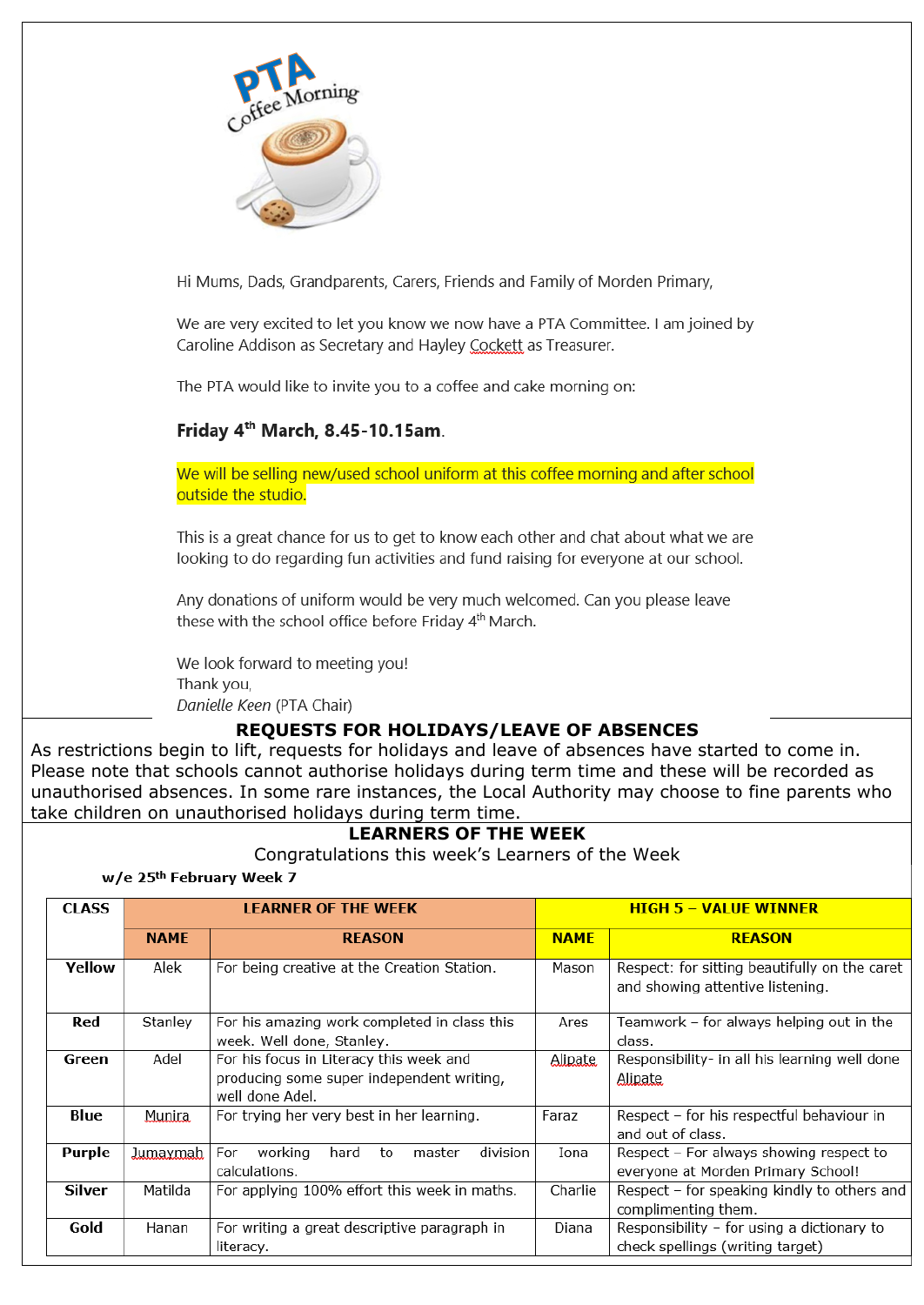PTA Coffee Morning

Hi Mums, Dads, Grandparents, Carers, Friends and Family of Morden Primary,

We are very excited to let you know we now have a PTA Committee. I am joined by Caroline Addison as Secretary and Hayley Cockett as Treasurer.

The PTA would like to invite you to a coffee and cake morning on:

**Friday 4th March, 8.45-10.15am**.

We will be selling new/used school uniform at this coffee morning and after school outside the studio.

This is a great chance for us to get to know each other and chat about what we are looking to do regarding fun activities and fund raising for everyone at our school.

Any donations of uniform would be very much welcomed. Can you please leave these with the school office before Friday 4th March.

We look forward to meeting you!
Thank you,
*Danielle Keen* (PTA Chair)

## REQUESTS FOR HOLIDAYS/LEAVE OF ABSENCES

As restrictions begin to lift, requests for holidays and leave of absences have started to come in. Please note that schools cannot authorise holidays during term time and these will be recorded as unauthorised absences. In some rare instances, the Local Authority may choose to fine parents who take children on unauthorised holidays during term time.

## LEARNERS OF THE WEEK

Congratulations this week's Learners of the Week

**w/e 25th February Week 7**

| CLASS | LEARNER OF THE WEEK | | HIGH 5 – VALUE WINNER | |
|---|---|---|---|---|
| | NAME | REASON | NAME | REASON |
| **Yellow** | Alek | For being creative at the Creation Station. | Mason | Respect: for sitting beautifully on the caret and showing attentive listening. |
| **Red** | Stanley | For his amazing work completed in class this week. Well done, Stanley. | Ares | Teamwork – for always helping out in the class. |
| **Green** | Adel | For his focus in Literacy this week and producing some super independent writing, well done Adel. | Alipate | Responsibility- in all his learning well done Alipate |
| **Blue** | Munira | For trying her very best in her learning. | Faraz | Respect – for his respectful behaviour in and out of class. |
| **Purple** | Jumaymah | For working hard to master division calculations. | Iona | Respect – For always showing respect to everyone at Morden Primary School! |
| **Silver** | Matilda | For applying 100% effort this week in maths. | Charlie | Respect – for speaking kindly to others and complimenting them. |
| **Gold** | Hanan | For writing a great descriptive paragraph in literacy. | Diana | Responsibility – for using a dictionary to check spellings (writing target) |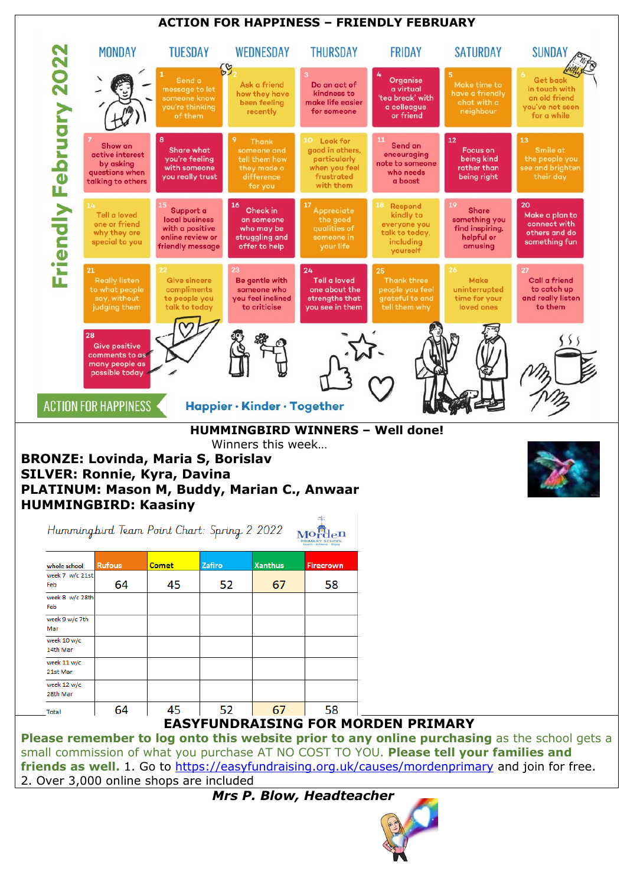## ACTION FOR HAPPINESS – FRIENDLY FEBRUARY

**Friendly February 2022**

| MONDAY | TUESDAY | WEDNESDAY | THURSDAY | FRIDAY | SATURDAY | SUNDAY |
|---|---|---|---|---|---|---|
| | 1 Send a message to let someone know you're thinking of them | 2 Ask a friend how they have been feeling recently | 3 Do an act of kindness to make life easier for someone | 4 Organise a virtual 'tea break' with a colleague or friend | 5 Make time to have a friendly chat with a neighbour | 6 Get back in touch with an old friend you've not seen for a while |
| 7 Show an active interest by asking questions when talking to others | 8 Share what you're feeling with someone you really trust | 9 Thank someone and tell them how they made a difference for you | 10 Look for good in others, particularly when you feel frustrated with them | 11 Send an encouraging note to someone who needs a boost | 12 Focus on being kind rather than being right | 13 Smile at the people you see and brighten their day |
| 14 Tell a loved one or friend why they are special to you | 15 Support a local business with a positive online review or friendly message | 16 Check in on someone who may be struggling and offer to help | 17 Appreciate the good qualities of someone in your life | 18 Respond kindly to everyone you talk to today, including yourself | 19 Share something you find inspiring, helpful or amusing | 20 Make a plan to connect with others and do something fun |
| 21 Really listen to what people say, without judging them | 22 Give sincere compliments to people you talk to today | 23 Be gentle with someone who you feel inclined to criticise | 24 Tell a loved one about the strengths that you see in them | 25 Thank three people you feel grateful to and tell them why | 26 Make uninterrupted time for your loved ones | 27 Call a friend to catch up and really listen to them |
| 28 Give positive comments to as many people as possible today | | | | | | |

ACTION FOR HAPPINESS

**Happier · Kinder · Together**

## HUMMINGBIRD WINNERS – Well done!

Winners this week…

**BRONZE: Lovinda, Maria S, Borislav**
**SILVER: Ronnie, Kyra, Davina**
**PLATINUM: Mason M, Buddy, Marian C., Anwaar**
**HUMMINGBIRD: Kaasiny**

*Hummingbird Team Point Chart: Spring 2 2022*

Morden Primary School

| whole school | Rufous | Comet | Zafiro | Xanthus | Firecrown |
|---|---|---|---|---|---|
| week 7 w/c 21st Feb | 64 | 45 | 52 | 67 | 58 |
| week 8 w/c 28th Feb | | | | | |
| week 9 w/c 7th Mar | | | | | |
| week 10 w/c 14th Mar | | | | | |
| week 11 w/c 21st Mar | | | | | |
| week 12 w/c 28th Mar | | | | | |
| Total | 64 | 45 | 52 | 67 | 58 |

## EASYFUNDRAISING FOR MORDEN PRIMARY

**Please remember to log onto this website prior to any online purchasing** as the school gets a small commission of what you purchase AT NO COST TO YOU. **Please tell your families and friends as well.** 1. Go to https://easyfundraising.org.uk/causes/mordenprimary and join for free. 2. Over 3,000 online shops are included

***Mrs P. Blow, Headteacher***